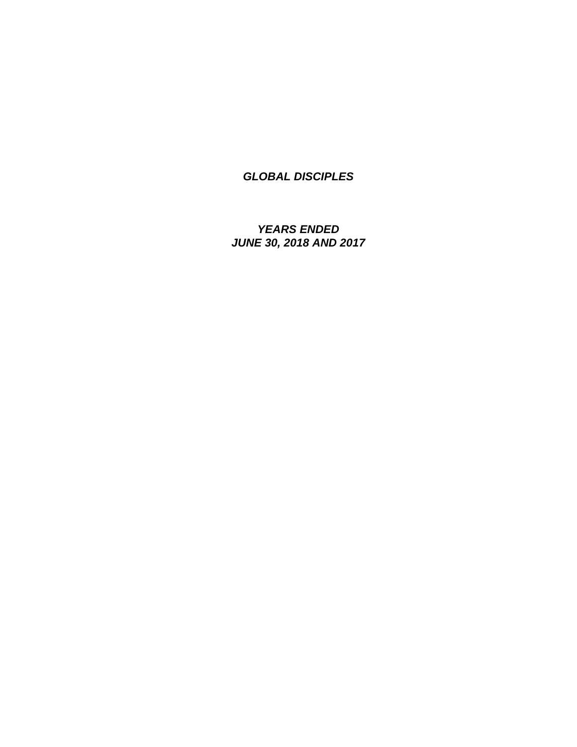***GLOBAL DISCIPLES***

***YEARS ENDED***
***JUNE 30, 2018 AND 2017***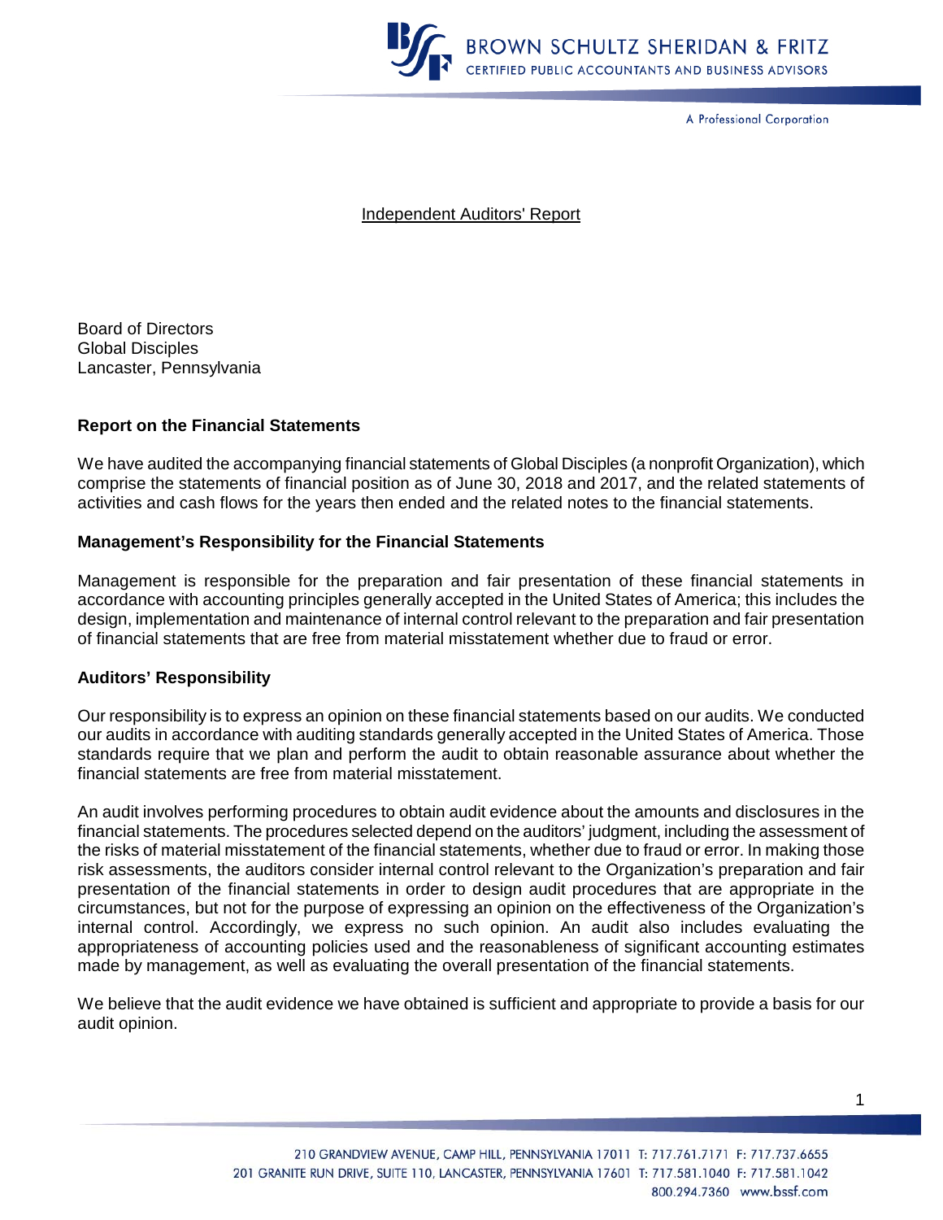Independent Auditors' Report

Board of Directors
Global Disciples
Lancaster, Pennsylvania

**Report on the Financial Statements**

We have audited the accompanying financial statements of Global Disciples (a nonprofit Organization), which comprise the statements of financial position as of June 30, 2018 and 2017, and the related statements of activities and cash flows for the years then ended and the related notes to the financial statements.

**Management's Responsibility for the Financial Statements**

Management is responsible for the preparation and fair presentation of these financial statements in accordance with accounting principles generally accepted in the United States of America; this includes the design, implementation and maintenance of internal control relevant to the preparation and fair presentation of financial statements that are free from material misstatement whether due to fraud or error.

**Auditors' Responsibility**

Our responsibility is to express an opinion on these financial statements based on our audits. We conducted our audits in accordance with auditing standards generally accepted in the United States of America. Those standards require that we plan and perform the audit to obtain reasonable assurance about whether the financial statements are free from material misstatement.

An audit involves performing procedures to obtain audit evidence about the amounts and disclosures in the financial statements. The procedures selected depend on the auditors' judgment, including the assessment of the risks of material misstatement of the financial statements, whether due to fraud or error. In making those risk assessments, the auditors consider internal control relevant to the Organization's preparation and fair presentation of the financial statements in order to design audit procedures that are appropriate in the circumstances, but not for the purpose of expressing an opinion on the effectiveness of the Organization's internal control. Accordingly, we express no such opinion. An audit also includes evaluating the appropriateness of accounting policies used and the reasonableness of significant accounting estimates made by management, as well as evaluating the overall presentation of the financial statements.

We believe that the audit evidence we have obtained is sufficient and appropriate to provide a basis for our audit opinion.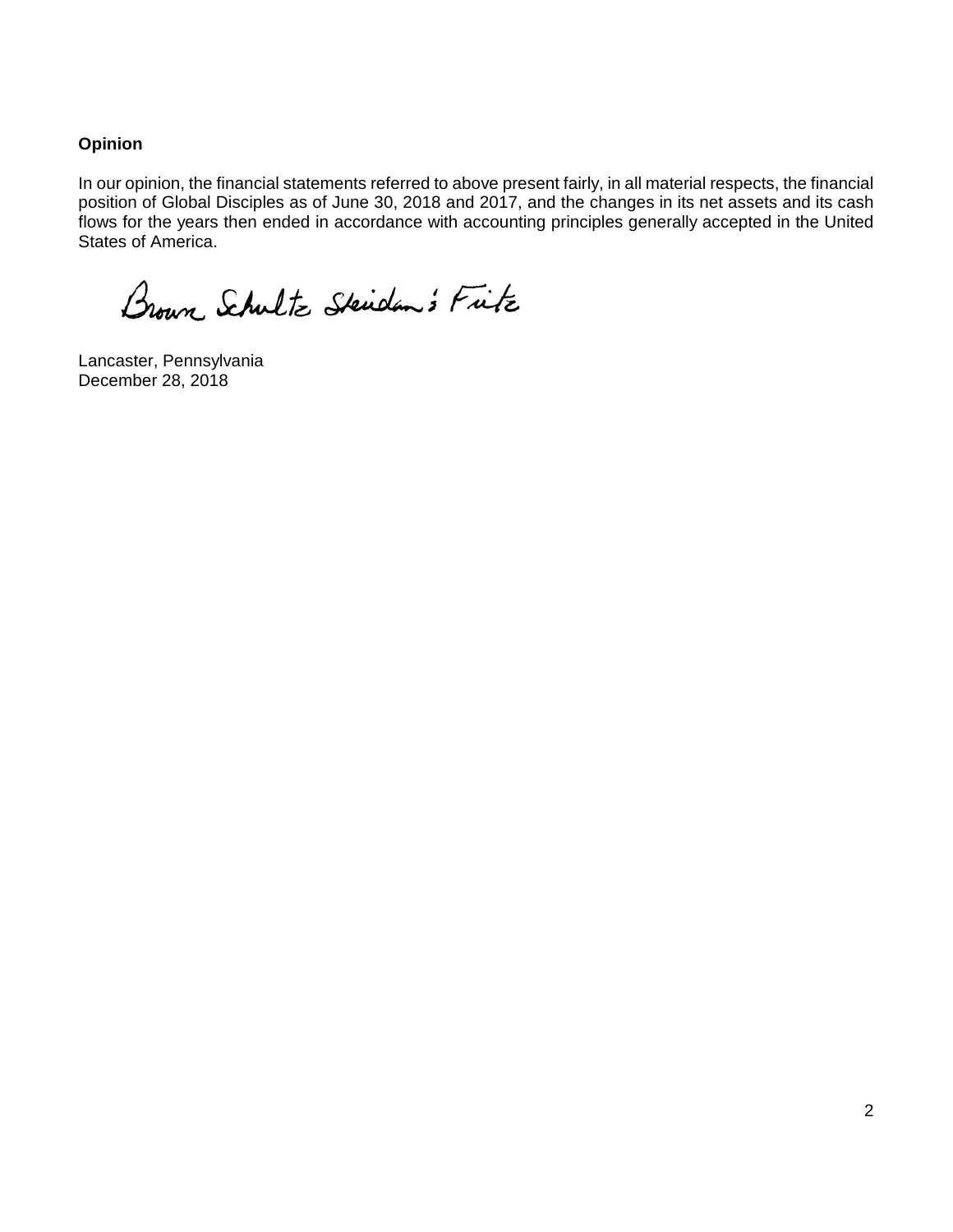## Opinion

In our opinion, the financial statements referred to above present fairly, in all material respects, the financial position of Global Disciples as of June 30, 2018 and 2017, and the changes in its net assets and its cash flows for the years then ended in accordance with accounting principles generally accepted in the United States of America.

Brown Schultz Sheridan & Fritz

Lancaster, Pennsylvania
December 28, 2018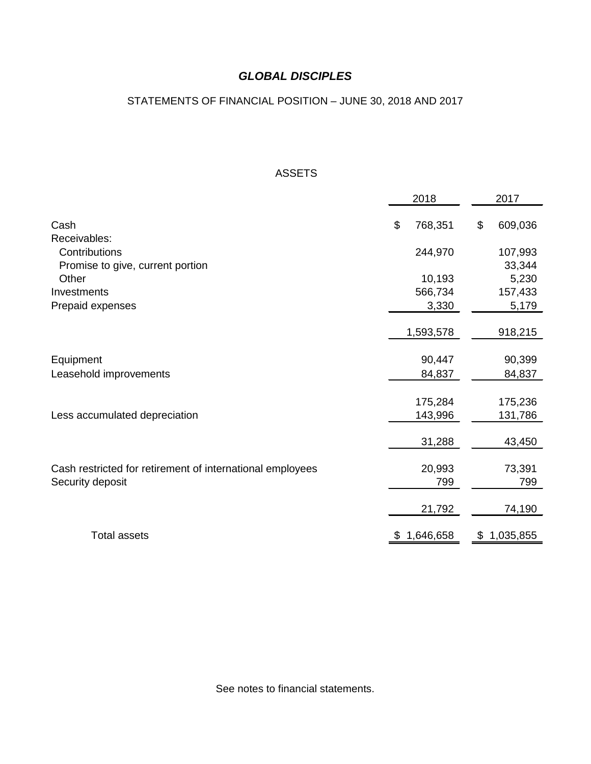# *GLOBAL DISCIPLES*

STATEMENTS OF FINANCIAL POSITION – JUNE 30, 2018 AND 2017

ASSETS

| | 2018 | 2017 |
|---|---|---|
| Cash | $ 768,351 | $ 609,036 |
| Receivables: | | |
| Contributions | 244,970 | 107,993 |
| Promise to give, current portion | | 33,344 |
| Other | 10,193 | 5,230 |
| Investments | 566,734 | 157,433 |
| Prepaid expenses | 3,330 | 5,179 |
| | 1,593,578 | 918,215 |
| Equipment | 90,447 | 90,399 |
| Leasehold improvements | 84,837 | 84,837 |
| | 175,284 | 175,236 |
| Less accumulated depreciation | 143,996 | 131,786 |
| | 31,288 | 43,450 |
| Cash restricted for retirement of international employees | 20,993 | 73,391 |
| Security deposit | 799 | 799 |
| | 21,792 | 74,190 |
| Total assets | $ 1,646,658 | $ 1,035,855 |

See notes to financial statements.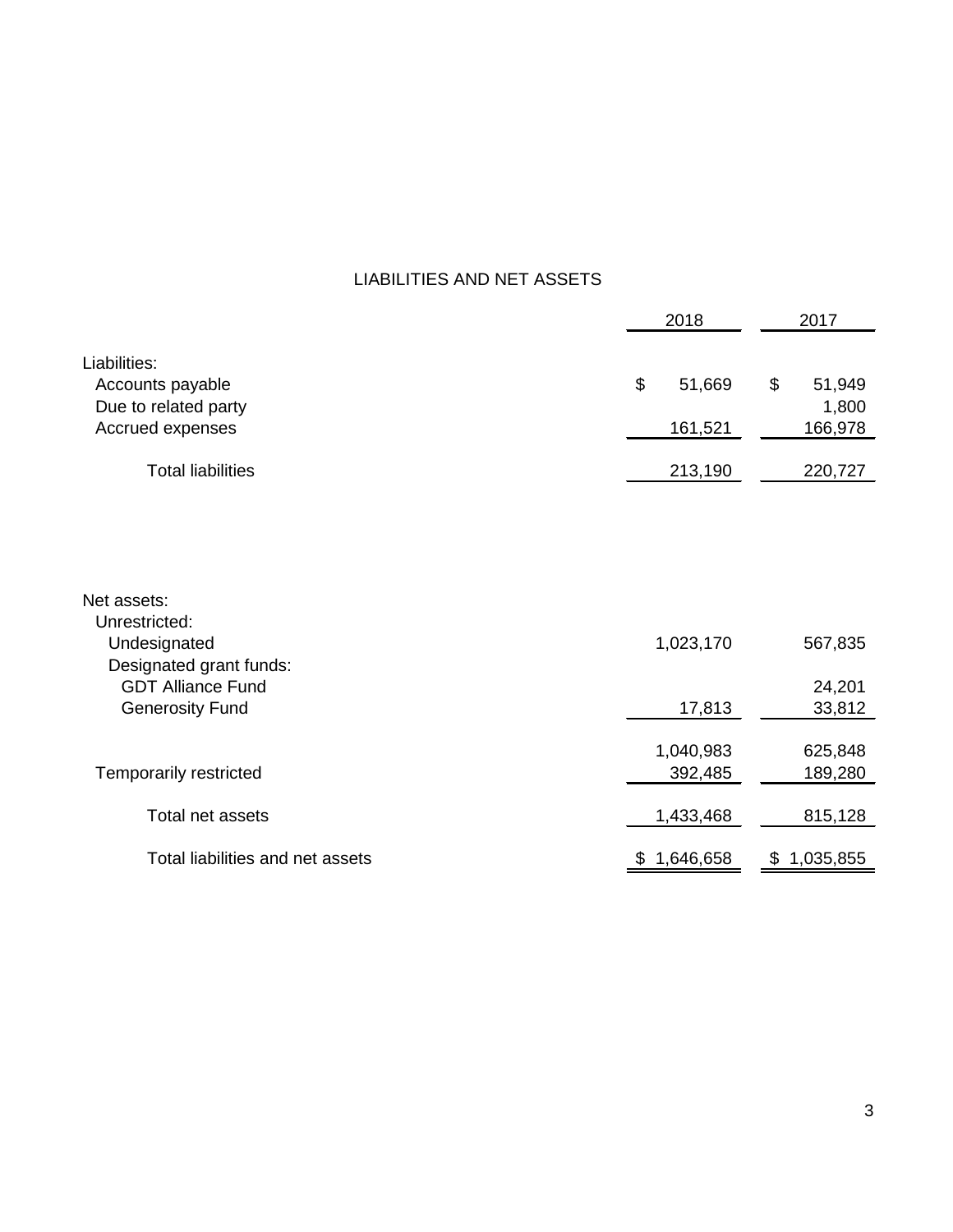## LIABILITIES AND NET ASSETS

| | 2018 | 2017 |
|---|---|---|
| Liabilities: | | |
| Accounts payable | $ 51,669 | $ 51,949 |
| Due to related party | | 1,800 |
| Accrued expenses | 161,521 | 166,978 |
| Total liabilities | 213,190 | 220,727 |
| | | |
| Net assets: | | |
| Unrestricted: | | |
| Undesignated | 1,023,170 | 567,835 |
| Designated grant funds: | | |
| GDT Alliance Fund | | 24,201 |
| Generosity Fund | 17,813 | 33,812 |
| | 1,040,983 | 625,848 |
| Temporarily restricted | 392,485 | 189,280 |
| Total net assets | 1,433,468 | 815,128 |
| Total liabilities and net assets | $ 1,646,658 | $ 1,035,855 |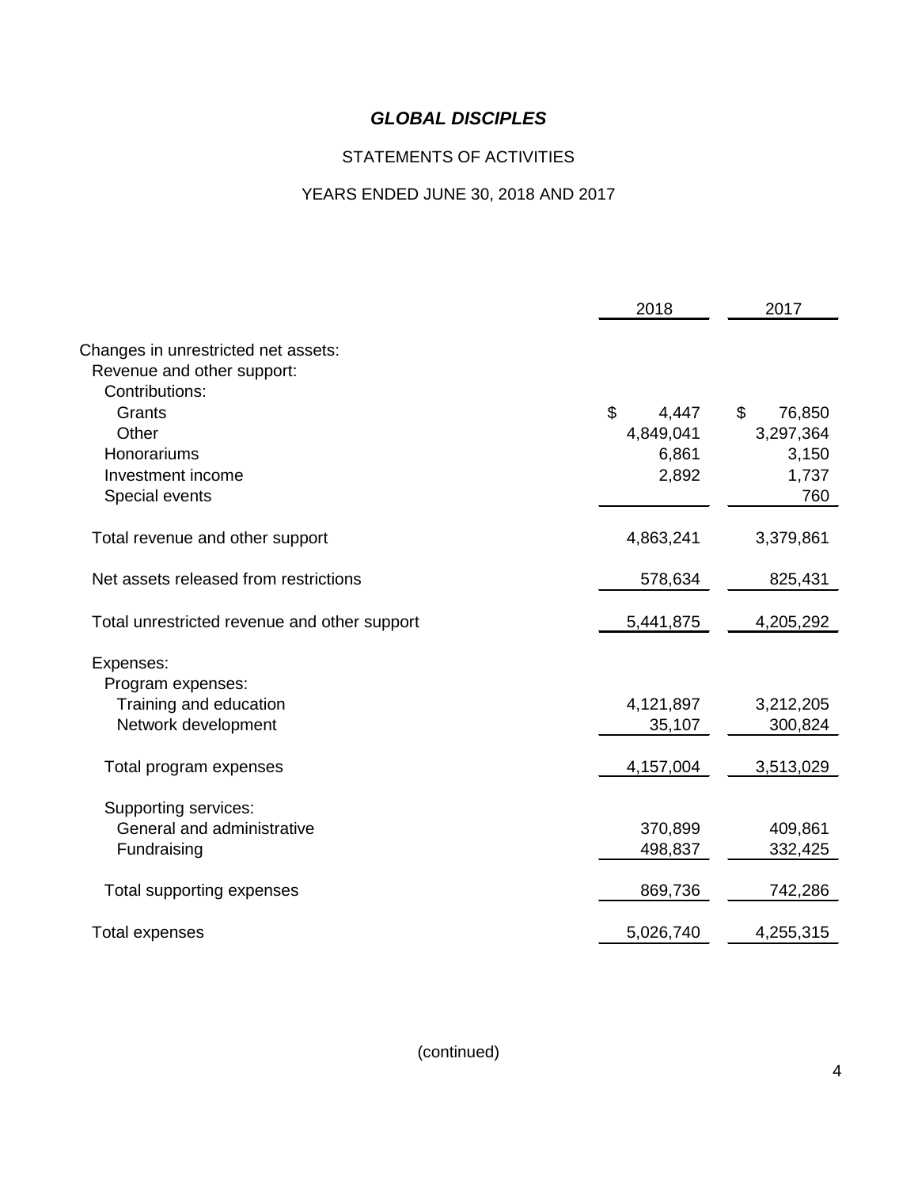# *GLOBAL DISCIPLES*

STATEMENTS OF ACTIVITIES

YEARS ENDED JUNE 30, 2018 AND 2017

| | 2018 | 2017 |
|---|---|---|
| Changes in unrestricted net assets: | | |
| Revenue and other support: | | |
| Contributions: | | |
| Grants | $ 4,447 | $ 76,850 |
| Other | 4,849,041 | 3,297,364 |
| Honorariums | 6,861 | 3,150 |
| Investment income | 2,892 | 1,737 |
| Special events | | 760 |
| Total revenue and other support | 4,863,241 | 3,379,861 |
| Net assets released from restrictions | 578,634 | 825,431 |
| Total unrestricted revenue and other support | 5,441,875 | 4,205,292 |
| Expenses: | | |
| Program expenses: | | |
| Training and education | 4,121,897 | 3,212,205 |
| Network development | 35,107 | 300,824 |
| Total program expenses | 4,157,004 | 3,513,029 |
| Supporting services: | | |
| General and administrative | 370,899 | 409,861 |
| Fundraising | 498,837 | 332,425 |
| Total supporting expenses | 869,736 | 742,286 |
| Total expenses | 5,026,740 | 4,255,315 |

(continued)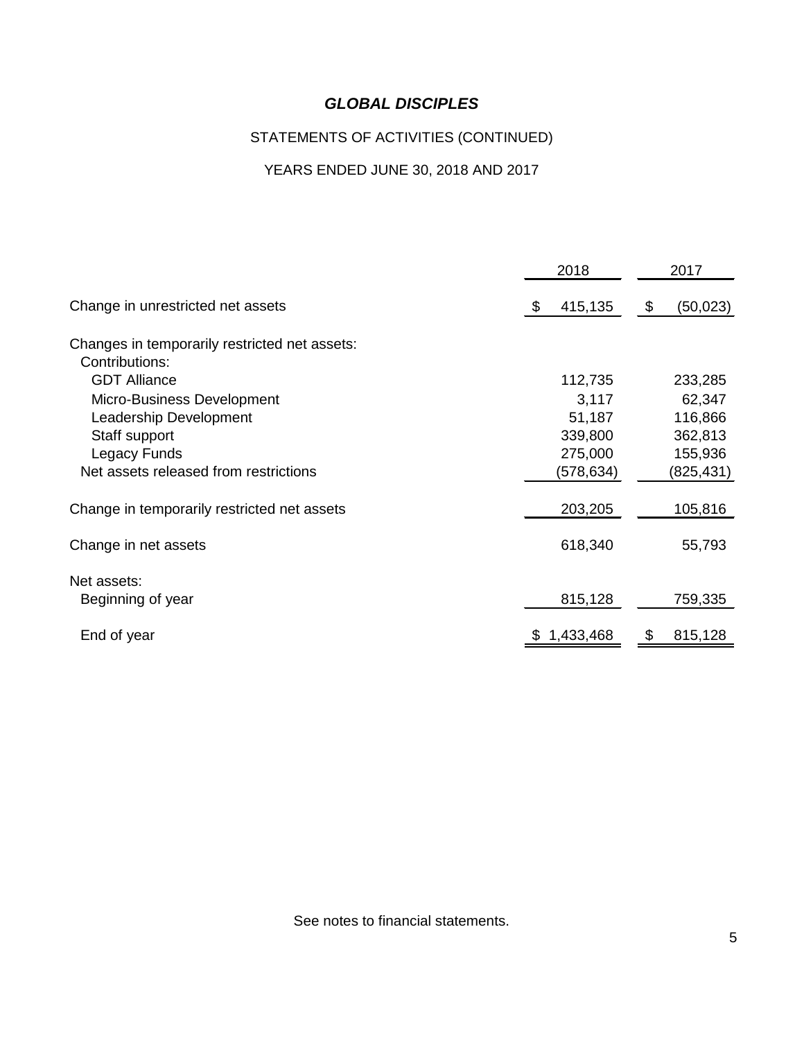# *GLOBAL DISCIPLES*

## STATEMENTS OF ACTIVITIES (CONTINUED)

### YEARS ENDED JUNE 30, 2018 AND 2017

| | 2018 | 2017 |
|---|---|---|
| Change in unrestricted net assets | $ 415,135 | $ (50,023) |
| Changes in temporarily restricted net assets: | | |
| Contributions: | | |
| GDT Alliance | 112,735 | 233,285 |
| Micro-Business Development | 3,117 | 62,347 |
| Leadership Development | 51,187 | 116,866 |
| Staff support | 339,800 | 362,813 |
| Legacy Funds | 275,000 | 155,936 |
| Net assets released from restrictions | (578,634) | (825,431) |
| Change in temporarily restricted net assets | 203,205 | 105,816 |
| Change in net assets | 618,340 | 55,793 |
| Net assets: | | |
| Beginning of year | 815,128 | 759,335 |
| End of year | $ 1,433,468 | $ 815,128 |

See notes to financial statements.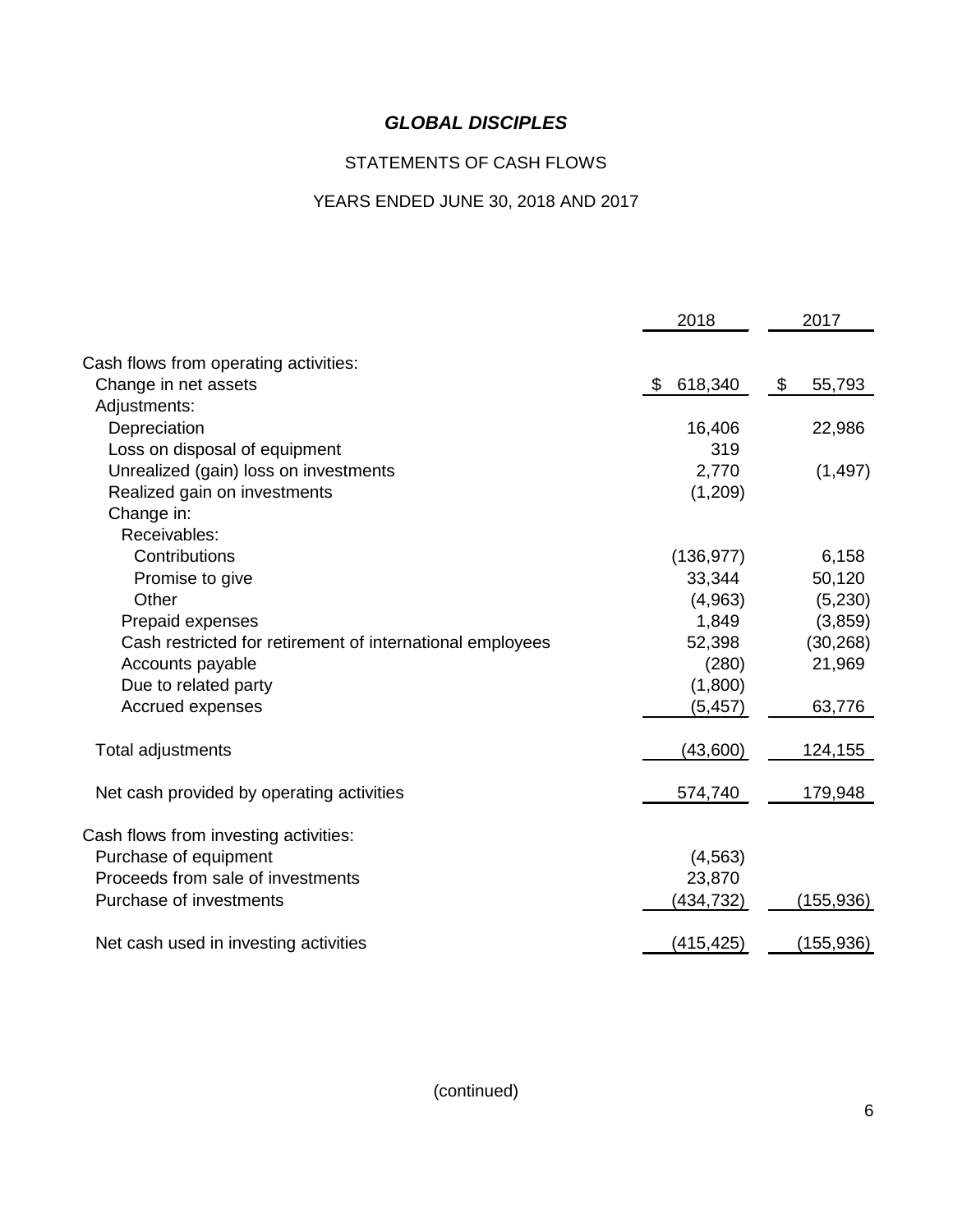# *GLOBAL DISCIPLES*

## STATEMENTS OF CASH FLOWS

## YEARS ENDED JUNE 30, 2018 AND 2017

| | 2018 | 2017 |
|---|---|---|
| Cash flows from operating activities: | | |
| Change in net assets | $ 618,340 | $ 55,793 |
| Adjustments: | | |
| Depreciation | 16,406 | 22,986 |
| Loss on disposal of equipment | 319 | |
| Unrealized (gain) loss on investments | 2,770 | (1,497) |
| Realized gain on investments | (1,209) | |
| Change in: | | |
| Receivables: | | |
| Contributions | (136,977) | 6,158 |
| Promise to give | 33,344 | 50,120 |
| Other | (4,963) | (5,230) |
| Prepaid expenses | 1,849 | (3,859) |
| Cash restricted for retirement of international employees | 52,398 | (30,268) |
| Accounts payable | (280) | 21,969 |
| Due to related party | (1,800) | |
| Accrued expenses | (5,457) | 63,776 |
| Total adjustments | (43,600) | 124,155 |
| Net cash provided by operating activities | 574,740 | 179,948 |
| Cash flows from investing activities: | | |
| Purchase of equipment | (4,563) | |
| Proceeds from sale of investments | 23,870 | |
| Purchase of investments | (434,732) | (155,936) |
| Net cash used in investing activities | (415,425) | (155,936) |

(continued)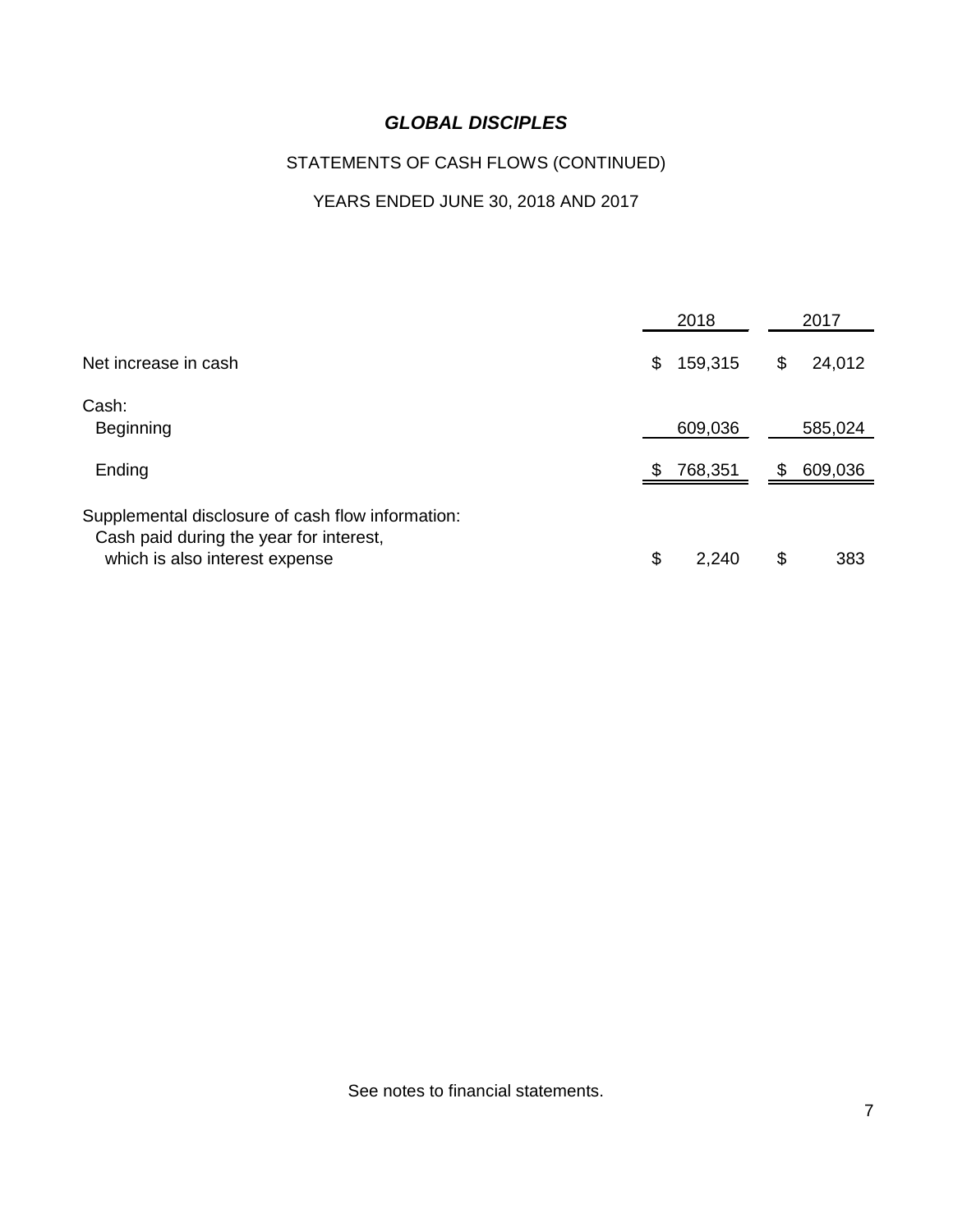# *GLOBAL DISCIPLES*

## STATEMENTS OF CASH FLOWS (CONTINUED)

### YEARS ENDED JUNE 30, 2018 AND 2017

| | 2018 | 2017 |
|---|---|---|
| Net increase in cash | $ 159,315 | $ 24,012 |
| Cash: | | |
| Beginning | 609,036 | 585,024 |
| Ending | $ 768,351 | $ 609,036 |
| Supplemental disclosure of cash flow information: | | |
| Cash paid during the year for interest, which is also interest expense | $ 2,240 | $ 383 |

See notes to financial statements.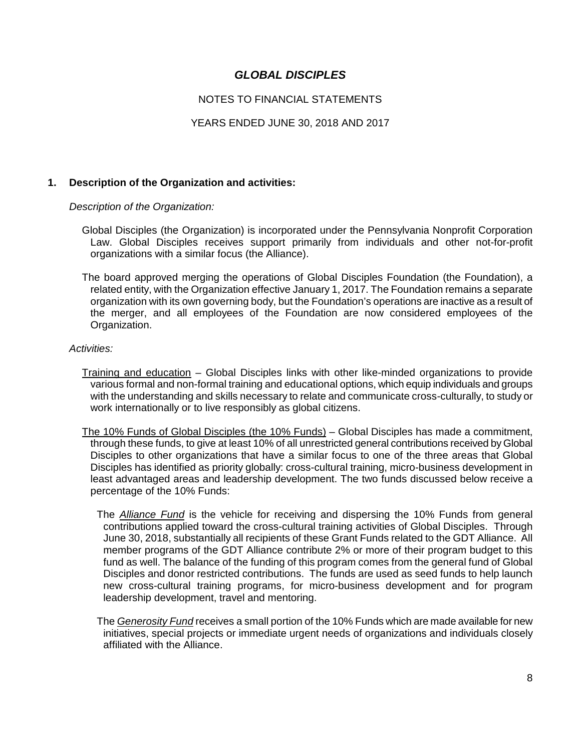# GLOBAL DISCIPLES

NOTES TO FINANCIAL STATEMENTS

YEARS ENDED JUNE 30, 2018 AND 2017

## 1. Description of the Organization and activities:

*Description of the Organization:*

Global Disciples (the Organization) is incorporated under the Pennsylvania Nonprofit Corporation Law. Global Disciples receives support primarily from individuals and other not-for-profit organizations with a similar focus (the Alliance).

The board approved merging the operations of Global Disciples Foundation (the Foundation), a related entity, with the Organization effective January 1, 2017. The Foundation remains a separate organization with its own governing body, but the Foundation's operations are inactive as a result of the merger, and all employees of the Foundation are now considered employees of the Organization.

*Activities:*

Training and education – Global Disciples links with other like-minded organizations to provide various formal and non-formal training and educational options, which equip individuals and groups with the understanding and skills necessary to relate and communicate cross-culturally, to study or work internationally or to live responsibly as global citizens.

The 10% Funds of Global Disciples (the 10% Funds) – Global Disciples has made a commitment, through these funds, to give at least 10% of all unrestricted general contributions received by Global Disciples to other organizations that have a similar focus to one of the three areas that Global Disciples has identified as priority globally: cross-cultural training, micro-business development in least advantaged areas and leadership development. The two funds discussed below receive a percentage of the 10% Funds:

The ***Alliance Fund*** is the vehicle for receiving and dispersing the 10% Funds from general contributions applied toward the cross-cultural training activities of Global Disciples. Through June 30, 2018, substantially all recipients of these Grant Funds related to the GDT Alliance. All member programs of the GDT Alliance contribute 2% or more of their program budget to this fund as well. The balance of the funding of this program comes from the general fund of Global Disciples and donor restricted contributions. The funds are used as seed funds to help launch new cross-cultural training programs, for micro-business development and for program leadership development, travel and mentoring.

The *Generosity Fund* receives a small portion of the 10% Funds which are made available for new initiatives, special projects or immediate urgent needs of organizations and individuals closely affiliated with the Alliance.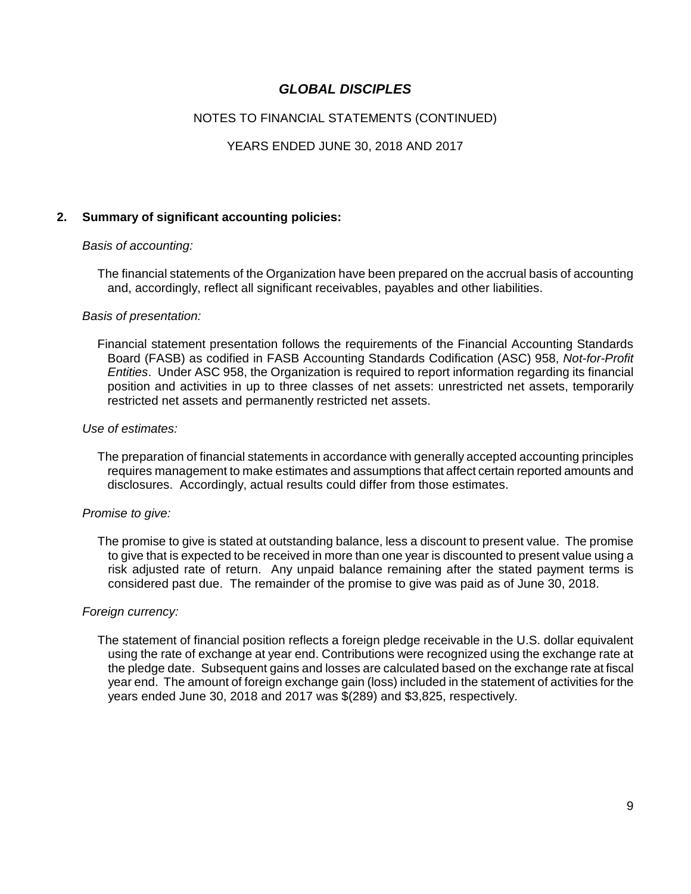# GLOBAL DISCIPLES

NOTES TO FINANCIAL STATEMENTS (CONTINUED)

YEARS ENDED JUNE 30, 2018 AND 2017

## 2. Summary of significant accounting policies:

*Basis of accounting:*

The financial statements of the Organization have been prepared on the accrual basis of accounting and, accordingly, reflect all significant receivables, payables and other liabilities.

*Basis of presentation:*

Financial statement presentation follows the requirements of the Financial Accounting Standards Board (FASB) as codified in FASB Accounting Standards Codification (ASC) 958, *Not-for-Profit Entities*. Under ASC 958, the Organization is required to report information regarding its financial position and activities in up to three classes of net assets: unrestricted net assets, temporarily restricted net assets and permanently restricted net assets.

*Use of estimates:*

The preparation of financial statements in accordance with generally accepted accounting principles requires management to make estimates and assumptions that affect certain reported amounts and disclosures. Accordingly, actual results could differ from those estimates.

*Promise to give:*

The promise to give is stated at outstanding balance, less a discount to present value. The promise to give that is expected to be received in more than one year is discounted to present value using a risk adjusted rate of return. Any unpaid balance remaining after the stated payment terms is considered past due. The remainder of the promise to give was paid as of June 30, 2018.

*Foreign currency:*

The statement of financial position reflects a foreign pledge receivable in the U.S. dollar equivalent using the rate of exchange at year end. Contributions were recognized using the exchange rate at the pledge date. Subsequent gains and losses are calculated based on the exchange rate at fiscal year end. The amount of foreign exchange gain (loss) included in the statement of activities for the years ended June 30, 2018 and 2017 was $(289) and $3,825, respectively.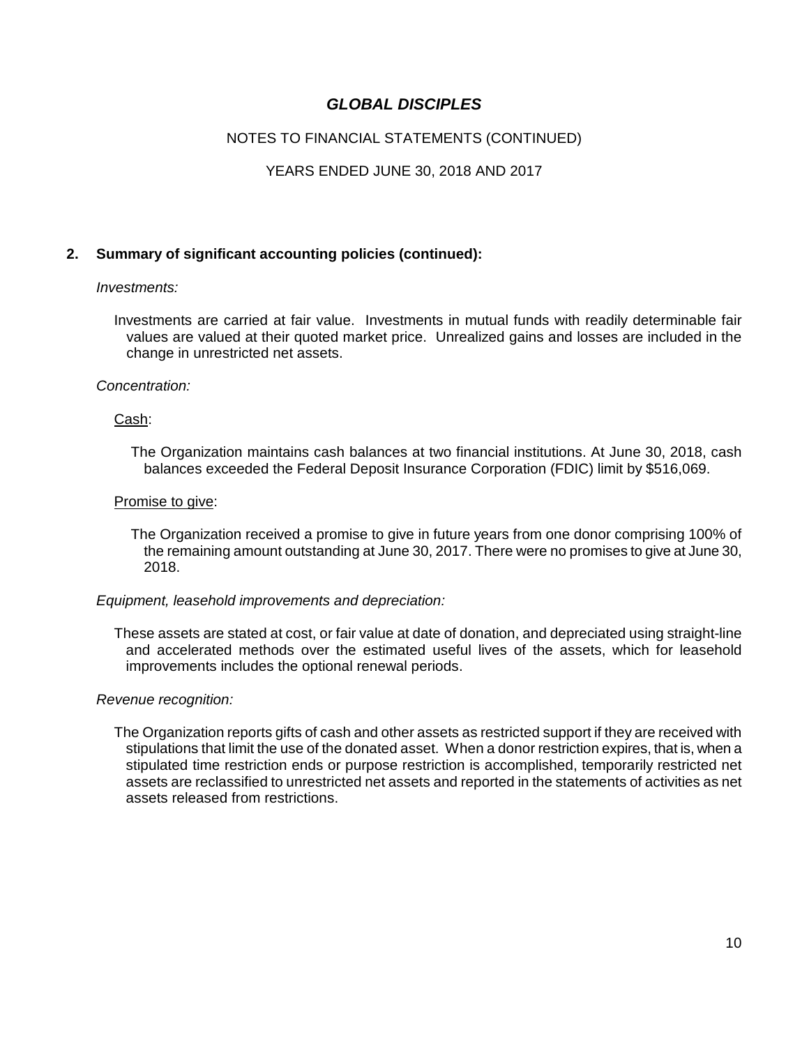# GLOBAL DISCIPLES

NOTES TO FINANCIAL STATEMENTS (CONTINUED)

YEARS ENDED JUNE 30, 2018 AND 2017

## 2. Summary of significant accounting policies (continued):

*Investments:*

Investments are carried at fair value. Investments in mutual funds with readily determinable fair values are valued at their quoted market price. Unrealized gains and losses are included in the change in unrestricted net assets.

*Concentration:*

Cash:

The Organization maintains cash balances at two financial institutions. At June 30, 2018, cash balances exceeded the Federal Deposit Insurance Corporation (FDIC) limit by $516,069.

Promise to give:

The Organization received a promise to give in future years from one donor comprising 100% of the remaining amount outstanding at June 30, 2017. There were no promises to give at June 30, 2018.

*Equipment, leasehold improvements and depreciation:*

These assets are stated at cost, or fair value at date of donation, and depreciated using straight-line and accelerated methods over the estimated useful lives of the assets, which for leasehold improvements includes the optional renewal periods.

*Revenue recognition:*

The Organization reports gifts of cash and other assets as restricted support if they are received with stipulations that limit the use of the donated asset. When a donor restriction expires, that is, when a stipulated time restriction ends or purpose restriction is accomplished, temporarily restricted net assets are reclassified to unrestricted net assets and reported in the statements of activities as net assets released from restrictions.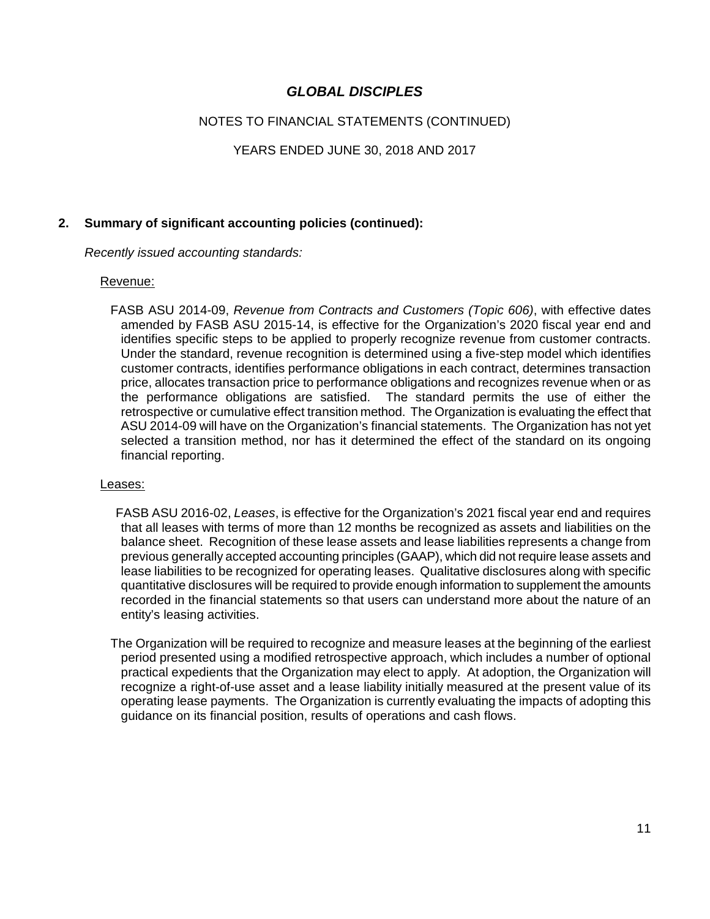# GLOBAL DISCIPLES

NOTES TO FINANCIAL STATEMENTS (CONTINUED)

YEARS ENDED JUNE 30, 2018 AND 2017

## 2. Summary of significant accounting policies (continued):

*Recently issued accounting standards:*

Revenue:

FASB ASU 2014-09, *Revenue from Contracts and Customers (Topic 606)*, with effective dates amended by FASB ASU 2015-14, is effective for the Organization's 2020 fiscal year end and identifies specific steps to be applied to properly recognize revenue from customer contracts. Under the standard, revenue recognition is determined using a five-step model which identifies customer contracts, identifies performance obligations in each contract, determines transaction price, allocates transaction price to performance obligations and recognizes revenue when or as the performance obligations are satisfied. The standard permits the use of either the retrospective or cumulative effect transition method. The Organization is evaluating the effect that ASU 2014-09 will have on the Organization's financial statements. The Organization has not yet selected a transition method, nor has it determined the effect of the standard on its ongoing financial reporting.

Leases:

FASB ASU 2016-02, *Leases*, is effective for the Organization's 2021 fiscal year end and requires that all leases with terms of more than 12 months be recognized as assets and liabilities on the balance sheet. Recognition of these lease assets and lease liabilities represents a change from previous generally accepted accounting principles (GAAP), which did not require lease assets and lease liabilities to be recognized for operating leases. Qualitative disclosures along with specific quantitative disclosures will be required to provide enough information to supplement the amounts recorded in the financial statements so that users can understand more about the nature of an entity's leasing activities.

The Organization will be required to recognize and measure leases at the beginning of the earliest period presented using a modified retrospective approach, which includes a number of optional practical expedients that the Organization may elect to apply. At adoption, the Organization will recognize a right-of-use asset and a lease liability initially measured at the present value of its operating lease payments. The Organization is currently evaluating the impacts of adopting this guidance on its financial position, results of operations and cash flows.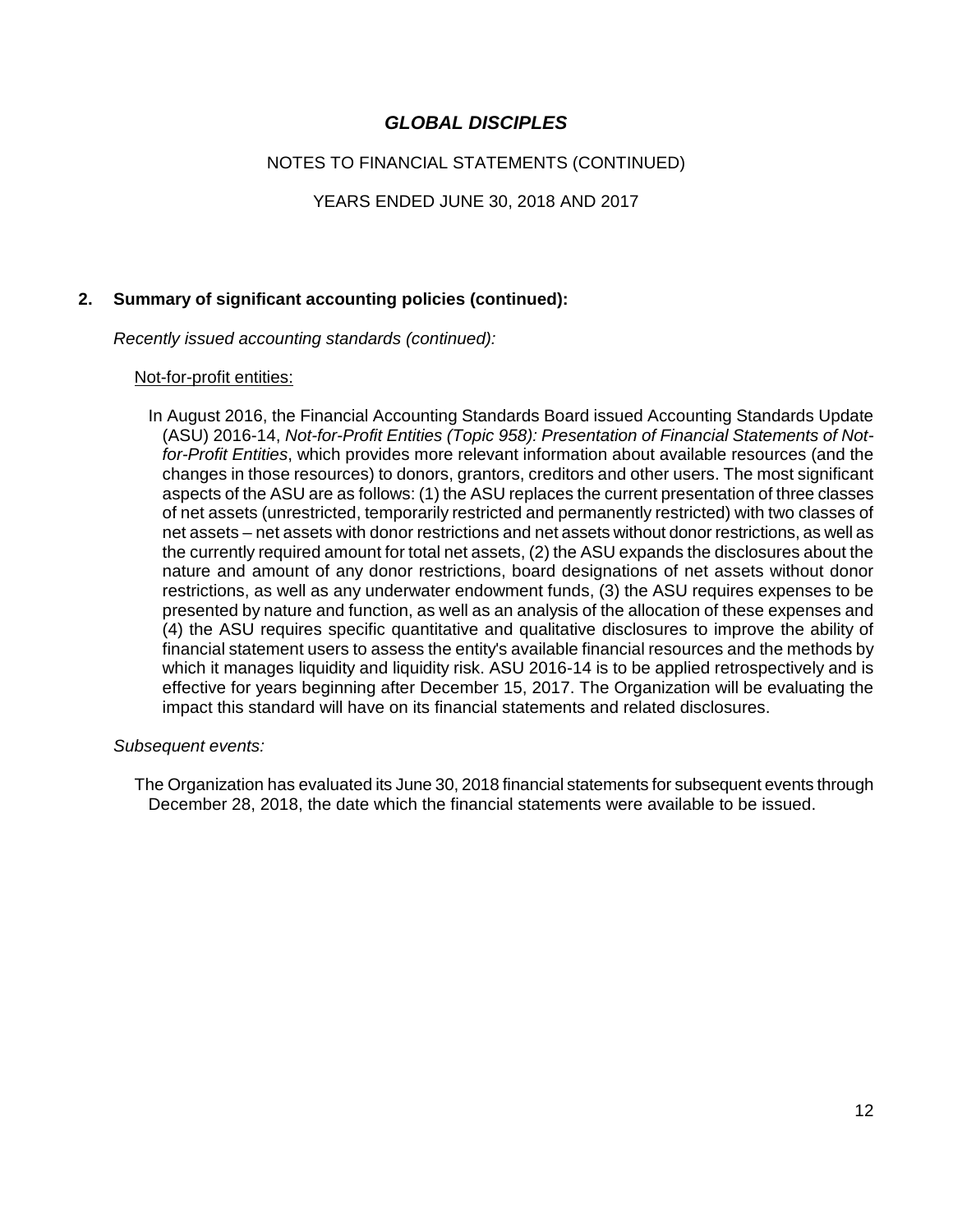# GLOBAL DISCIPLES

NOTES TO FINANCIAL STATEMENTS (CONTINUED)

YEARS ENDED JUNE 30, 2018 AND 2017

## 2. Summary of significant accounting policies (continued):

*Recently issued accounting standards (continued):*

Not-for-profit entities:

In August 2016, the Financial Accounting Standards Board issued Accounting Standards Update (ASU) 2016-14, *Not-for-Profit Entities (Topic 958): Presentation of Financial Statements of Not-for-Profit Entities*, which provides more relevant information about available resources (and the changes in those resources) to donors, grantors, creditors and other users. The most significant aspects of the ASU are as follows: (1) the ASU replaces the current presentation of three classes of net assets (unrestricted, temporarily restricted and permanently restricted) with two classes of net assets – net assets with donor restrictions and net assets without donor restrictions, as well as the currently required amount for total net assets, (2) the ASU expands the disclosures about the nature and amount of any donor restrictions, board designations of net assets without donor restrictions, as well as any underwater endowment funds, (3) the ASU requires expenses to be presented by nature and function, as well as an analysis of the allocation of these expenses and (4) the ASU requires specific quantitative and qualitative disclosures to improve the ability of financial statement users to assess the entity's available financial resources and the methods by which it manages liquidity and liquidity risk. ASU 2016-14 is to be applied retrospectively and is effective for years beginning after December 15, 2017. The Organization will be evaluating the impact this standard will have on its financial statements and related disclosures.

*Subsequent events:*

The Organization has evaluated its June 30, 2018 financial statements for subsequent events through December 28, 2018, the date which the financial statements were available to be issued.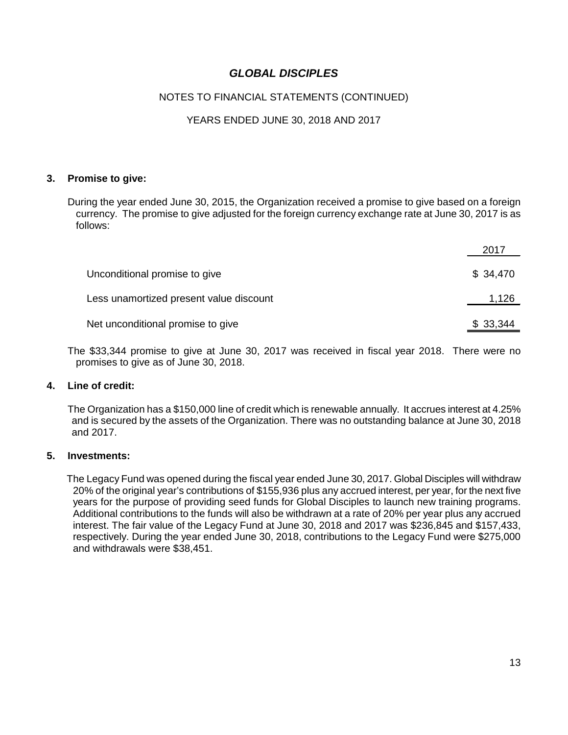# GLOBAL DISCIPLES

NOTES TO FINANCIAL STATEMENTS (CONTINUED)

YEARS ENDED JUNE 30, 2018 AND 2017

## 3. Promise to give:

During the year ended June 30, 2015, the Organization received a promise to give based on a foreign currency. The promise to give adjusted for the foreign currency exchange rate at June 30, 2017 is as follows:

| | 2017 |
|---|---|
| Unconditional promise to give | $ 34,470 |
| Less unamortized present value discount | 1,126 |
| Net unconditional promise to give | $ 33,344 |

The $33,344 promise to give at June 30, 2017 was received in fiscal year 2018. There were no promises to give as of June 30, 2018.

## 4. Line of credit:

The Organization has a $150,000 line of credit which is renewable annually. It accrues interest at 4.25% and is secured by the assets of the Organization. There was no outstanding balance at June 30, 2018 and 2017.

## 5. Investments:

The Legacy Fund was opened during the fiscal year ended June 30, 2017. Global Disciples will withdraw 20% of the original year's contributions of $155,936 plus any accrued interest, per year, for the next five years for the purpose of providing seed funds for Global Disciples to launch new training programs. Additional contributions to the funds will also be withdrawn at a rate of 20% per year plus any accrued interest. The fair value of the Legacy Fund at June 30, 2018 and 2017 was $236,845 and $157,433, respectively. During the year ended June 30, 2018, contributions to the Legacy Fund were $275,000 and withdrawals were $38,451.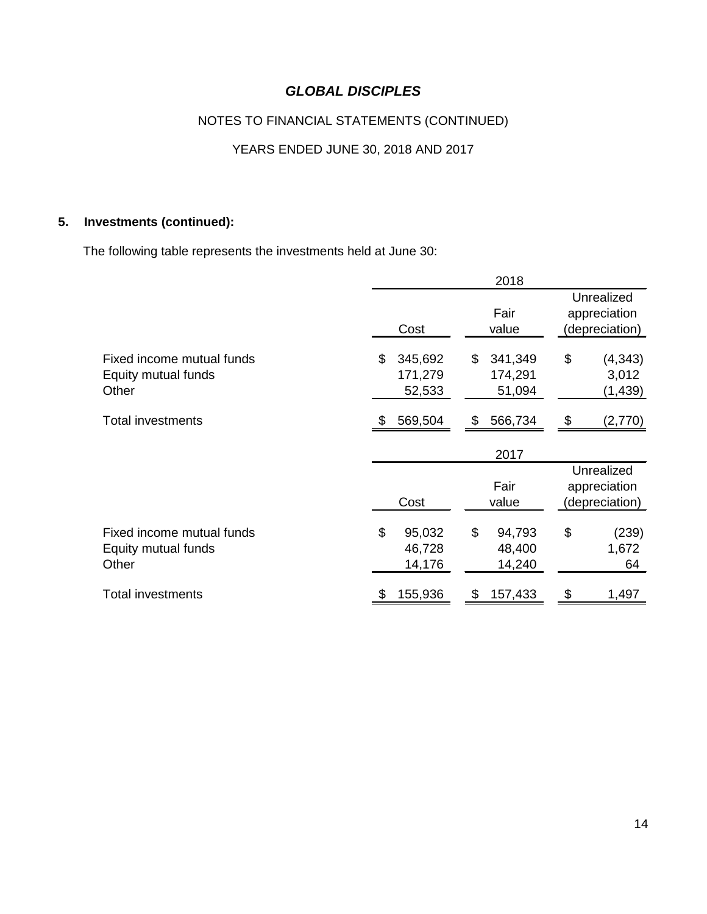# *GLOBAL DISCIPLES*

NOTES TO FINANCIAL STATEMENTS (CONTINUED)

YEARS ENDED JUNE 30, 2018 AND 2017

**5. Investments (continued):**

The following table represents the investments held at June 30:

| | 2018 | | |
|---|---|---|---|
| | Cost | Fair value | Unrealized appreciation (depreciation) |
| Fixed income mutual funds | $ 345,692 | $ 341,349 | $ (4,343) |
| Equity mutual funds | 171,279 | 174,291 | 3,012 |
| Other | 52,533 | 51,094 | (1,439) |
| Total investments | $ 569,504 | $ 566,734 | $ (2,770) |

| | 2017 | | |
|---|---|---|---|
| | Cost | Fair value | Unrealized appreciation (depreciation) |
| Fixed income mutual funds | $ 95,032 | $ 94,793 | $ (239) |
| Equity mutual funds | 46,728 | 48,400 | 1,672 |
| Other | 14,176 | 14,240 | 64 |
| Total investments | $ 155,936 | $ 157,433 | $ 1,497 |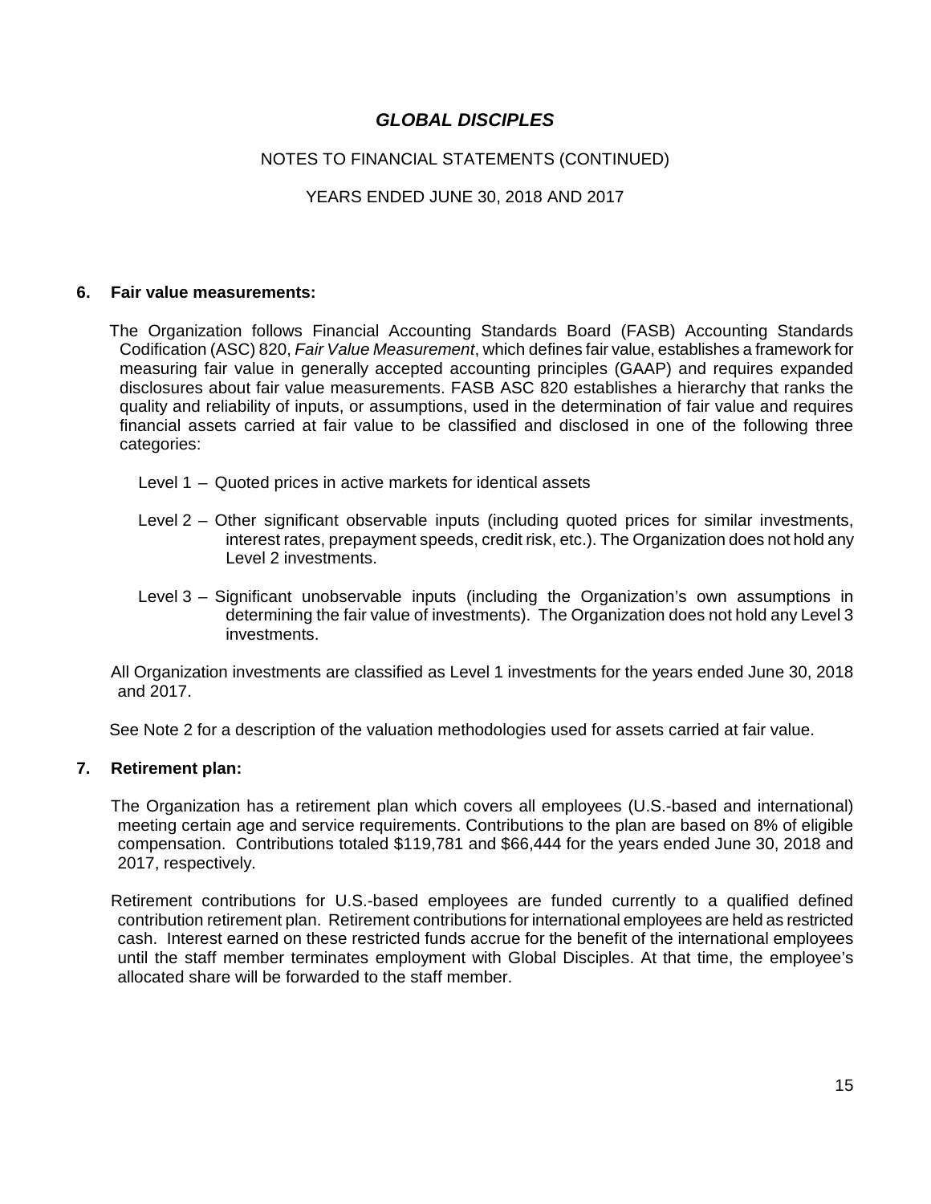# GLOBAL DISCIPLES

NOTES TO FINANCIAL STATEMENTS (CONTINUED)

YEARS ENDED JUNE 30, 2018 AND 2017

## 6. Fair value measurements:

The Organization follows Financial Accounting Standards Board (FASB) Accounting Standards Codification (ASC) 820, *Fair Value Measurement*, which defines fair value, establishes a framework for measuring fair value in generally accepted accounting principles (GAAP) and requires expanded disclosures about fair value measurements. FASB ASC 820 establishes a hierarchy that ranks the quality and reliability of inputs, or assumptions, used in the determination of fair value and requires financial assets carried at fair value to be classified and disclosed in one of the following three categories:

Level 1 – Quoted prices in active markets for identical assets

Level 2 – Other significant observable inputs (including quoted prices for similar investments, interest rates, prepayment speeds, credit risk, etc.). The Organization does not hold any Level 2 investments.

Level 3 – Significant unobservable inputs (including the Organization's own assumptions in determining the fair value of investments). The Organization does not hold any Level 3 investments.

All Organization investments are classified as Level 1 investments for the years ended June 30, 2018 and 2017.

See Note 2 for a description of the valuation methodologies used for assets carried at fair value.

## 7. Retirement plan:

The Organization has a retirement plan which covers all employees (U.S.-based and international) meeting certain age and service requirements. Contributions to the plan are based on 8% of eligible compensation. Contributions totaled $119,781 and $66,444 for the years ended June 30, 2018 and 2017, respectively.

Retirement contributions for U.S.-based employees are funded currently to a qualified defined contribution retirement plan. Retirement contributions for international employees are held as restricted cash. Interest earned on these restricted funds accrue for the benefit of the international employees until the staff member terminates employment with Global Disciples. At that time, the employee's allocated share will be forwarded to the staff member.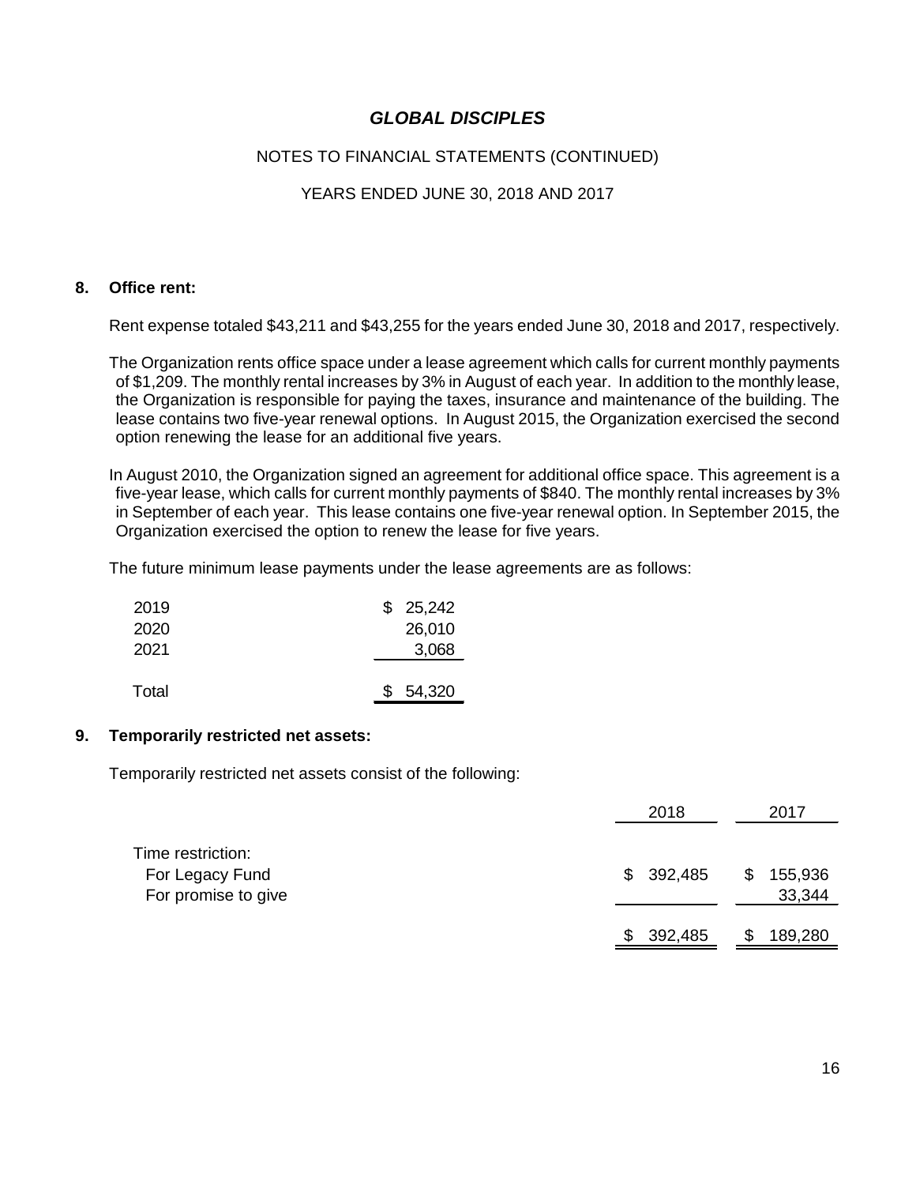# GLOBAL DISCIPLES

NOTES TO FINANCIAL STATEMENTS (CONTINUED)

YEARS ENDED JUNE 30, 2018 AND 2017

## 8. Office rent:

Rent expense totaled $43,211 and $43,255 for the years ended June 30, 2018 and 2017, respectively.

The Organization rents office space under a lease agreement which calls for current monthly payments of $1,209. The monthly rental increases by 3% in August of each year. In addition to the monthly lease, the Organization is responsible for paying the taxes, insurance and maintenance of the building. The lease contains two five-year renewal options. In August 2015, the Organization exercised the second option renewing the lease for an additional five years.

In August 2010, the Organization signed an agreement for additional office space. This agreement is a five-year lease, which calls for current monthly payments of $840. The monthly rental increases by 3% in September of each year. This lease contains one five-year renewal option. In September 2015, the Organization exercised the option to renew the lease for five years.

The future minimum lease payments under the lease agreements are as follows:

| | |
|---|---|
| 2019 | $ 25,242 |
| 2020 | 26,010 |
| 2021 | 3,068 |
| Total | $ 54,320 |

## 9. Temporarily restricted net assets:

Temporarily restricted net assets consist of the following:

| | 2018 | 2017 |
|---|---|---|
| Time restriction: | | |
| For Legacy Fund | $ 392,485 | $ 155,936 |
| For promise to give | | 33,344 |
| | $ 392,485 | $ 189,280 |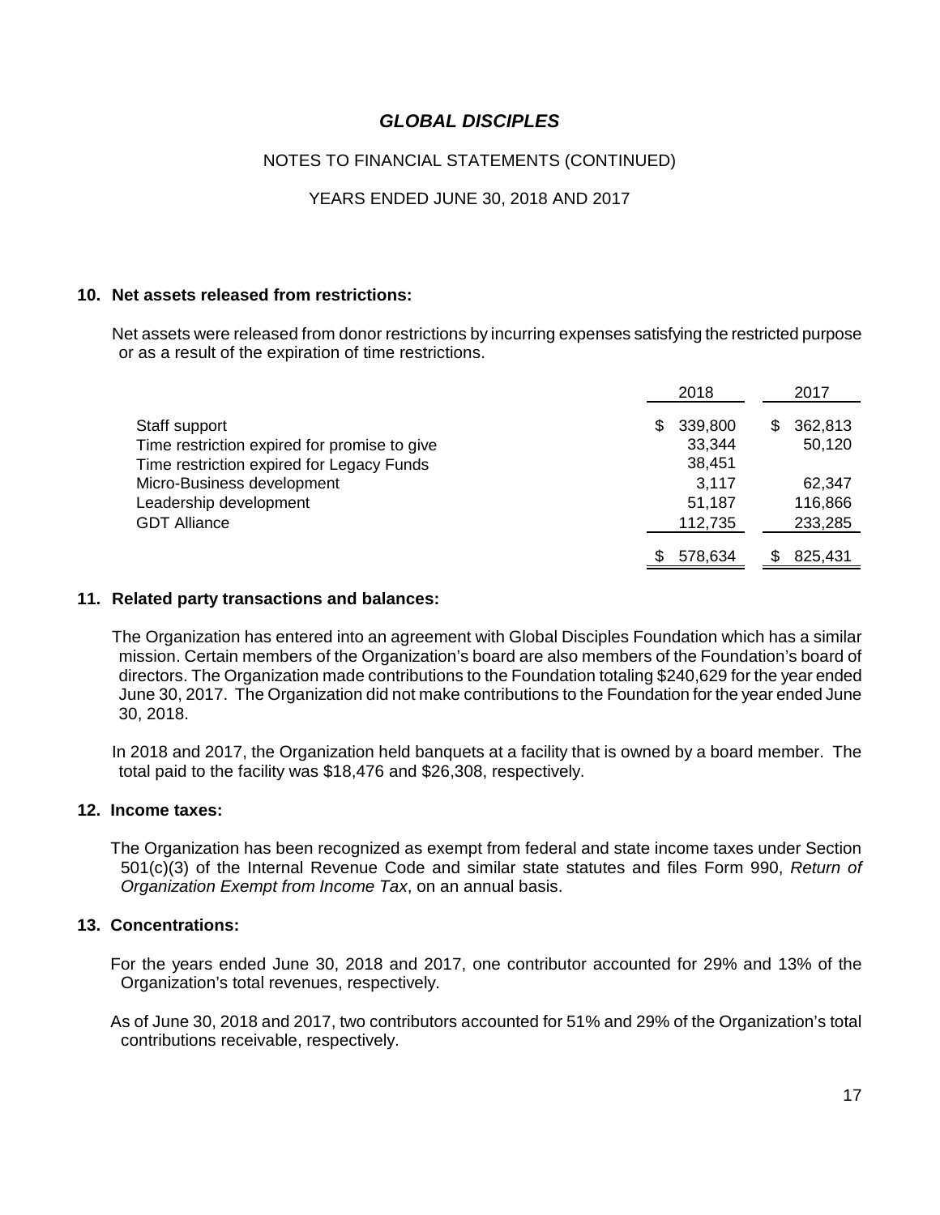# *GLOBAL DISCIPLES*

NOTES TO FINANCIAL STATEMENTS (CONTINUED)

YEARS ENDED JUNE 30, 2018 AND 2017

## 10. Net assets released from restrictions:

Net assets were released from donor restrictions by incurring expenses satisfying the restricted purpose or as a result of the expiration of time restrictions.

| | 2018 | 2017 |
|---|---|---|
| Staff support | $ 339,800 | $ 362,813 |
| Time restriction expired for promise to give | 33,344 | 50,120 |
| Time restriction expired for Legacy Funds | 38,451 | |
| Micro-Business development | 3,117 | 62,347 |
| Leadership development | 51,187 | 116,866 |
| GDT Alliance | 112,735 | 233,285 |
| | $ 578,634 | $ 825,431 |

## 11. Related party transactions and balances:

The Organization has entered into an agreement with Global Disciples Foundation which has a similar mission. Certain members of the Organization's board are also members of the Foundation's board of directors. The Organization made contributions to the Foundation totaling $240,629 for the year ended June 30, 2017. The Organization did not make contributions to the Foundation for the year ended June 30, 2018.

In 2018 and 2017, the Organization held banquets at a facility that is owned by a board member. The total paid to the facility was $18,476 and $26,308, respectively.

## 12. Income taxes:

The Organization has been recognized as exempt from federal and state income taxes under Section 501(c)(3) of the Internal Revenue Code and similar state statutes and files Form 990, *Return of Organization Exempt from Income Tax*, on an annual basis.

## 13. Concentrations:

For the years ended June 30, 2018 and 2017, one contributor accounted for 29% and 13% of the Organization's total revenues, respectively.

As of June 30, 2018 and 2017, two contributors accounted for 51% and 29% of the Organization's total contributions receivable, respectively.